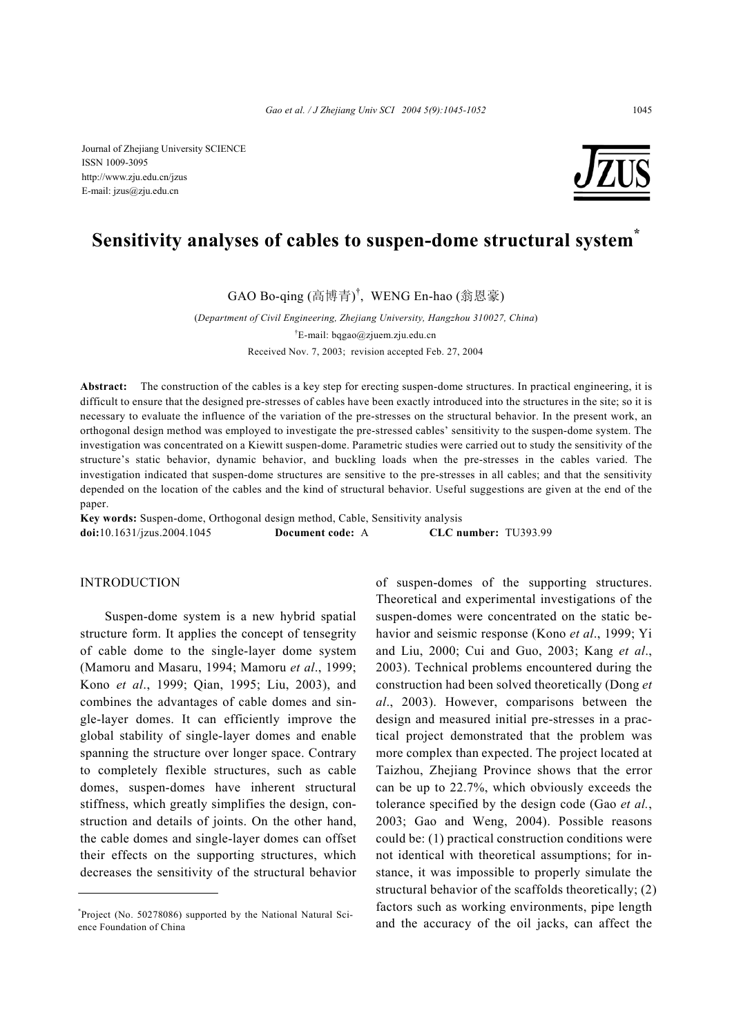Journal of Zhejiang University SCIENCE
ISSN 1009-3095
http://www.zju.edu.cn/jzus
E-mail: jzus@zju.edu.cn

# Sensitivity analyses of cables to suspen-dome structural system*

GAO Bo-qing (高博青)†, WENG En-hao (翁恩豪)

(*Department of Civil Engineering, Zhejiang University, Hangzhou 310027, China*)

†E-mail: bqgao@zjuem.zju.edu.cn

Received Nov. 7, 2003; revision accepted Feb. 27, 2004

**Abstract:** The construction of the cables is a key step for erecting suspen-dome structures. In practical engineering, it is difficult to ensure that the designed pre-stresses of cables have been exactly introduced into the structures in the site; so it is necessary to evaluate the influence of the variation of the pre-stresses on the structural behavior. In the present work, an orthogonal design method was employed to investigate the pre-stressed cables' sensitivity to the suspen-dome system. The investigation was concentrated on a Kiewitt suspen-dome. Parametric studies were carried out to study the sensitivity of the structure's static behavior, dynamic behavior, and buckling loads when the pre-stresses in the cables varied. The investigation indicated that suspen-dome structures are sensitive to the pre-stresses in all cables; and that the sensitivity depended on the location of the cables and the kind of structural behavior. Useful suggestions are given at the end of the paper.

**Key words:** Suspen-dome, Orthogonal design method, Cable, Sensitivity analysis

**doi:**10.1631/jzus.2004.1045 **Document code:** A **CLC number:** TU393.99

## INTRODUCTION

Suspen-dome system is a new hybrid spatial structure form. It applies the concept of tensegrity of cable dome to the single-layer dome system (Mamoru and Masaru, 1994; Mamoru *et al*., 1999; Kono *et al*., 1999; Qian, 1995; Liu, 2003), and combines the advantages of cable domes and single-layer domes. It can efficiently improve the global stability of single-layer domes and enable spanning the structure over longer space. Contrary to completely flexible structures, such as cable domes, suspen-domes have inherent structural stiffness, which greatly simplifies the design, construction and details of joints. On the other hand, the cable domes and single-layer domes can offset their effects on the supporting structures, which decreases the sensitivity of the structural behavior of suspen-domes of the supporting structures. Theoretical and experimental investigations of the suspen-domes were concentrated on the static behavior and seismic response (Kono *et al*., 1999; Yi and Liu, 2000; Cui and Guo, 2003; Kang *et al*., 2003). Technical problems encountered during the construction had been solved theoretically (Dong *et al*., 2003). However, comparisons between the design and measured initial pre-stresses in a practical project demonstrated that the problem was more complex than expected. The project located at Taizhou, Zhejiang Province shows that the error can be up to 22.7%, which obviously exceeds the tolerance specified by the design code (Gao *et al.*, 2003; Gao and Weng, 2004). Possible reasons could be: (1) practical construction conditions were not identical with theoretical assumptions; for instance, it was impossible to properly simulate the structural behavior of the scaffolds theoretically; (2) factors such as working environments, pipe length and the accuracy of the oil jacks, can affect the

*Project (No. 50278086) supported by the National Natural Science Foundation of China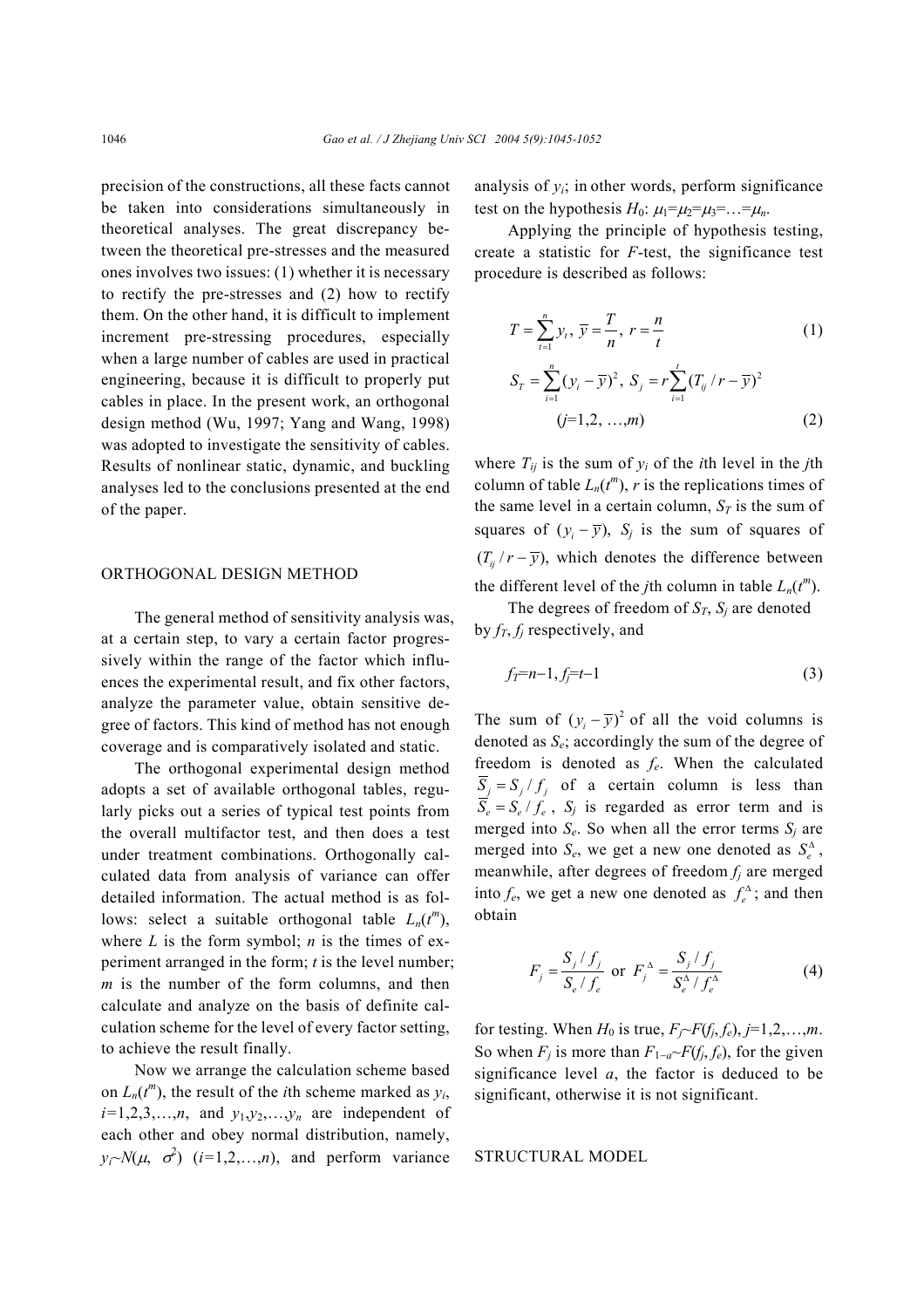precision of the constructions, all these facts cannot be taken into considerations simultaneously in theoretical analyses. The great discrepancy between the theoretical pre-stresses and the measured ones involves two issues: (1) whether it is necessary to rectify the pre-stresses and (2) how to rectify them. On the other hand, it is difficult to implement increment pre-stressing procedures, especially when a large number of cables are used in practical engineering, because it is difficult to properly put cables in place. In the present work, an orthogonal design method (Wu, 1997; Yang and Wang, 1998) was adopted to investigate the sensitivity of cables. Results of nonlinear static, dynamic, and buckling analyses led to the conclusions presented at the end of the paper.

## ORTHOGONAL DESIGN METHOD

The general method of sensitivity analysis was, at a certain step, to vary a certain factor progressively within the range of the factor which influences the experimental result, and fix other factors, analyze the parameter value, obtain sensitive degree of factors. This kind of method has not enough coverage and is comparatively isolated and static.

The orthogonal experimental design method adopts a set of available orthogonal tables, regularly picks out a series of typical test points from the overall multifactor test, and then does a test under treatment combinations. Orthogonally calculated data from analysis of variance can offer detailed information. The actual method is as follows: select a suitable orthogonal table $L_n(t^m)$, where $L$ is the form symbol; $n$ is the times of experiment arranged in the form; $t$ is the level number; $m$ is the number of the form columns, and then calculate and analyze on the basis of definite calculation scheme for the level of every factor setting, to achieve the result finally.

Now we arrange the calculation scheme based on $L_n(t^m)$, the result of the $i$th scheme marked as $y_i$, $i$=1,2,3,…,$n$, and $y_1,y_2,\ldots,y_n$ are independent of each other and obey normal distribution, namely, $y_i \sim N(\mu, \sigma^2)$ ($i$=1,2,…,$n$), and perform variance analysis of $y_i$; in other words, perform significance test on the hypothesis $H_0$: $\mu_1=\mu_2=\mu_3=\ldots=\mu_n$.

Applying the principle of hypothesis testing, create a statistic for $F$-test, the significance test procedure is described as follows:

$$T = \sum_{t=1}^{n} y_t,\ \bar{y} = \frac{T}{n},\ r = \frac{n}{t} \tag{1}$$

$$S_T = \sum_{i=1}^{n} (y_i - \bar{y})^2,\ S_j = r\sum_{i=1}^{t} (T_{ij}/r - \bar{y})^2 \quad (j=1,2,\ldots,m) \tag{2}$$

where $T_{ij}$ is the sum of $y_i$ of the $i$th level in the $j$th column of table $L_n(t^m)$, $r$ is the replications times of the same level in a certain column, $S_T$ is the sum of squares of $(y_i - \bar{y})$, $S_j$ is the sum of squares of $(T_{ij}/r - \bar{y})$, which denotes the difference between the different level of the $j$th column in table $L_n(t^m)$.

The degrees of freedom of $S_T$, $S_j$ are denoted by $f_T$, $f_j$ respectively, and

$$f_T = n-1,\ f_j = t-1 \tag{3}$$

The sum of $(y_i - \bar{y})^2$ of all the void columns is denoted as $S_e$; accordingly the sum of the degree of freedom is denoted as $f_e$. When the calculated $\overline{S}_j = S_j/f_j$ of a certain column is less than $\overline{S}_e = S_e/f_e$, $S_j$ is regarded as error term and is merged into $S_e$. So when all the error terms $S_j$ are merged into $S_e$, we get a new one denoted as $S_e^{\Delta}$, meanwhile, after degrees of freedom $f_j$ are merged into $f_e$, we get a new one denoted as $f_e^{\Delta}$; and then obtain

$$F_j = \frac{S_j/f_j}{S_e/f_e} \ \text{or}\ F_j^{\Delta} = \frac{S_j/f_j}{S_e^{\Delta}/f_e^{\Delta}} \tag{4}$$

for testing. When $H_0$ is true, $F_j \sim F(f_j, f_e)$, $j$=1,2,…,$m$. So when $F_j$ is more than $F_{1-a} \sim F(f_j, f_e)$, for the given significance level $a$, the factor is deduced to be significant, otherwise it is not significant.

## STRUCTURAL MODEL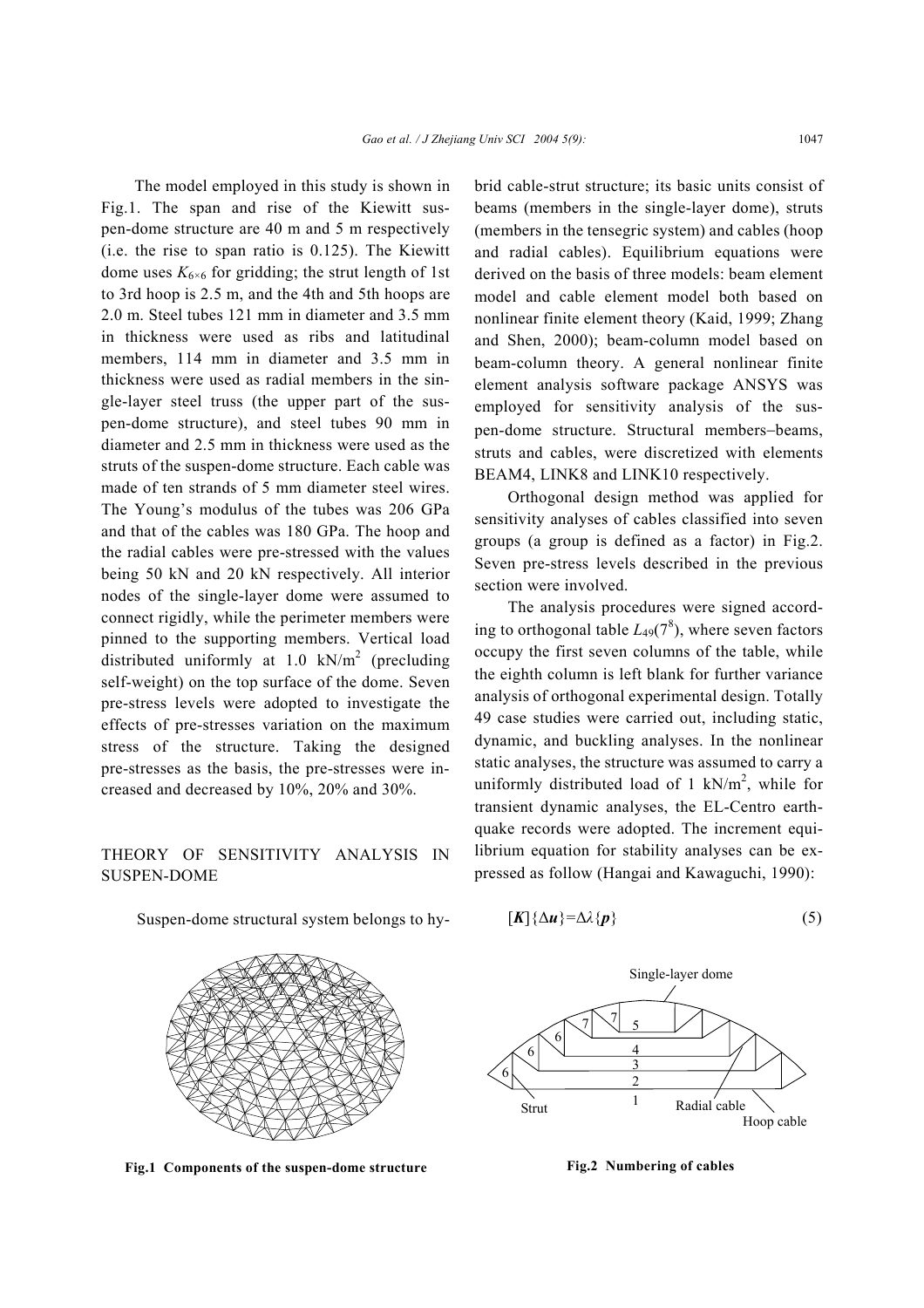The model employed in this study is shown in Fig.1. The span and rise of the Kiewitt suspen-dome structure are 40 m and 5 m respectively (i.e. the rise to span ratio is 0.125). The Kiewitt dome uses $K_{6\times6}$ for gridding; the strut length of 1st to 3rd hoop is 2.5 m, and the 4th and 5th hoops are 2.0 m. Steel tubes 121 mm in diameter and 3.5 mm in thickness were used as ribs and latitudinal members, 114 mm in diameter and 3.5 mm in thickness were used as radial members in the single-layer steel truss (the upper part of the suspen-dome structure), and steel tubes 90 mm in diameter and 2.5 mm in thickness were used as the struts of the suspen-dome structure. Each cable was made of ten strands of 5 mm diameter steel wires. The Young's modulus of the tubes was 206 GPa and that of the cables was 180 GPa. The hoop and the radial cables were pre-stressed with the values being 50 kN and 20 kN respectively. All interior nodes of the single-layer dome were assumed to connect rigidly, while the perimeter members were pinned to the supporting members. Vertical load distributed uniformly at 1.0 kN/m$^2$ (precluding self-weight) on the top surface of the dome. Seven pre-stress levels were adopted to investigate the effects of pre-stresses variation on the maximum stress of the structure. Taking the designed pre-stresses as the basis, the pre-stresses were increased and decreased by 10%, 20% and 30%.

## THEORY OF SENSITIVITY ANALYSIS IN SUSPEN-DOME

Suspen-dome structural system belongs to hybrid cable-strut structure; its basic units consist of beams (members in the single-layer dome), struts (members in the tensegric system) and cables (hoop and radial cables). Equilibrium equations were derived on the basis of three models: beam element model and cable element model both based on nonlinear finite element theory (Kaid, 1999; Zhang and Shen, 2000); beam-column model based on beam-column theory. A general nonlinear finite element analysis software package ANSYS was employed for sensitivity analysis of the suspen-dome structure. Structural members–beams, struts and cables, were discretized with elements BEAM4, LINK8 and LINK10 respectively.

Orthogonal design method was applied for sensitivity analyses of cables classified into seven groups (a group is defined as a factor) in Fig.2. Seven pre-stress levels described in the previous section were involved.

The analysis procedures were signed according to orthogonal table $L_{49}(7^8)$, where seven factors occupy the first seven columns of the table, while the eighth column is left blank for further variance analysis of orthogonal experimental design. Totally 49 case studies were carried out, including static, dynamic, and buckling analyses. In the nonlinear static analyses, the structure was assumed to carry a uniformly distributed load of 1 kN/m$^2$, while for transient dynamic analyses, the EL-Centro earthquake records were adopted. The increment equilibrium equation for stability analyses can be expressed as follow (Hangai and Kawaguchi, 1990):

$$[\boldsymbol{K}]\{\Delta\boldsymbol{u}\}=\Delta\lambda\{\boldsymbol{p}\} \tag{5}$$

**Fig.1 Components of the suspen-dome structure**

**Fig.2 Numbering of cables**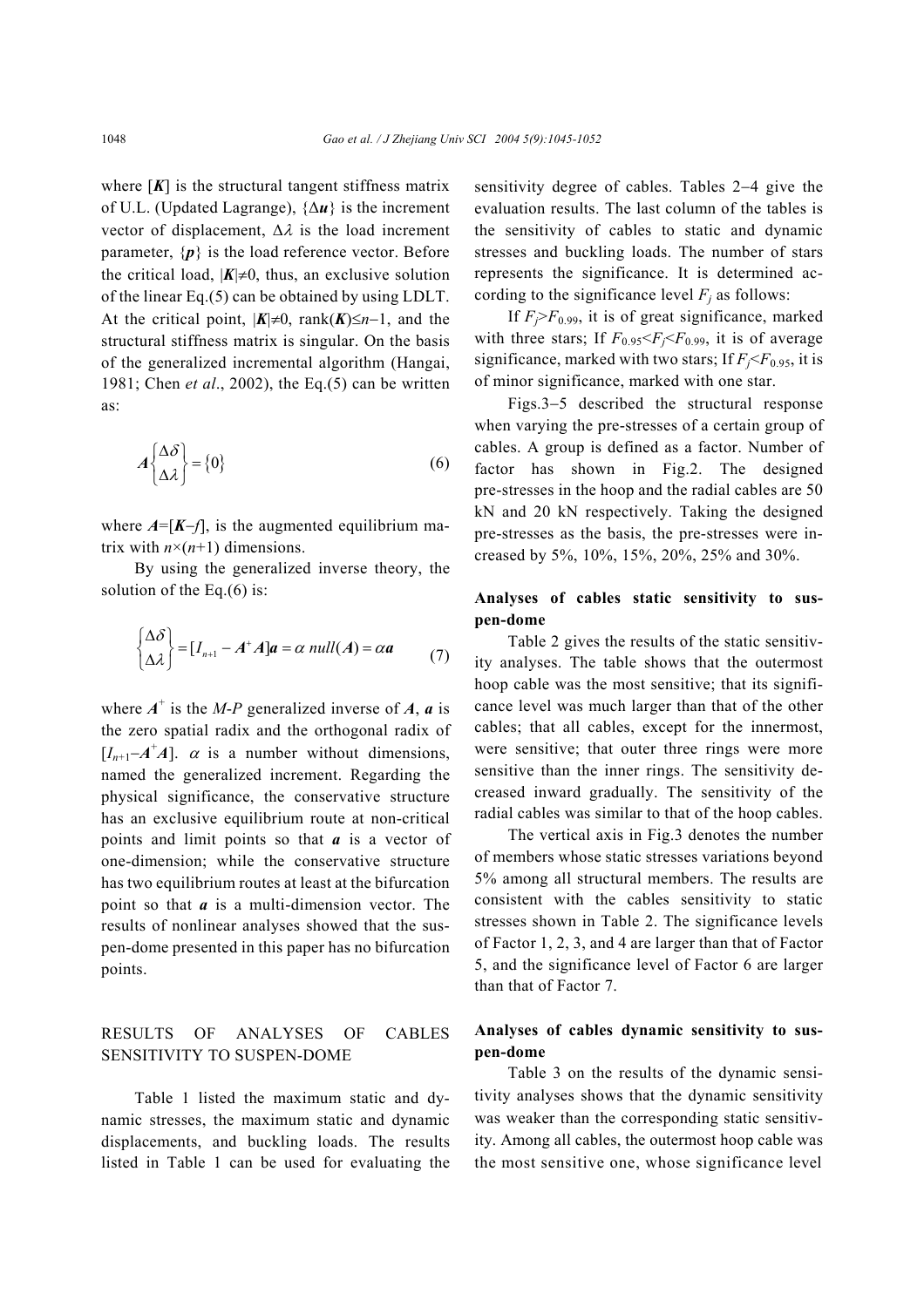where $[\boldsymbol{K}]$ is the structural tangent stiffness matrix of U.L. (Updated Lagrange), $\{\Delta\boldsymbol{u}\}$ is the increment vector of displacement, $\Delta\lambda$ is the load increment parameter, $\{\boldsymbol{p}\}$ is the load reference vector. Before the critical load, $|\boldsymbol{K}|\neq 0$, thus, an exclusive solution of the linear Eq.(5) can be obtained by using LDLT. At the critical point, $|\boldsymbol{K}|\neq 0$, $\text{rank}(\boldsymbol{K})\leq n-1$, and the structural stiffness matrix is singular. On the basis of the generalized incremental algorithm (Hangai, 1981; Chen *et al*., 2002), the Eq.(5) can be written as:

$$\boldsymbol{A}\begin{Bmatrix}\Delta\delta \\ \Delta\lambda\end{Bmatrix}=\{0\} \tag{6}$$

where $\boldsymbol{A}=[\boldsymbol{K}-f]$, is the augmented equilibrium matrix with $n\times(n+1)$ dimensions.

By using the generalized inverse theory, the solution of the Eq.(6) is:

$$\begin{Bmatrix}\Delta\delta \\ \Delta\lambda\end{Bmatrix}=[I_{n+1}-\boldsymbol{A}^{+}\boldsymbol{A}]\boldsymbol{a}=\alpha\ null(\boldsymbol{A})=\alpha\boldsymbol{a} \tag{7}$$

where $\boldsymbol{A}^{+}$ is the *M-P* generalized inverse of $\boldsymbol{A}$, $\boldsymbol{a}$ is the zero spatial radix and the orthogonal radix of $[I_{n+1}-\boldsymbol{A}^{+}\boldsymbol{A}]$. $\alpha$ is a number without dimensions, named the generalized increment. Regarding the physical significance, the conservative structure has an exclusive equilibrium route at non-critical points and limit points so that $\boldsymbol{a}$ is a vector of one-dimension; while the conservative structure has two equilibrium routes at least at the bifurcation point so that $\boldsymbol{a}$ is a multi-dimension vector. The results of nonlinear analyses showed that the suspen-dome presented in this paper has no bifurcation points.

## RESULTS OF ANALYSES OF CABLES SENSITIVITY TO SUSPEN-DOME

Table 1 listed the maximum static and dynamic stresses, the maximum static and dynamic displacements, and buckling loads. The results listed in Table 1 can be used for evaluating the sensitivity degree of cables. Tables 2−4 give the evaluation results. The last column of the tables is the sensitivity of cables to static and dynamic stresses and buckling loads. The number of stars represents the significance. It is determined according to the significance level $F_j$ as follows:

If $F_j>F_{0.99}$, it is of great significance, marked with three stars; If $F_{0.95}<F_j<F_{0.99}$, it is of average significance, marked with two stars; If $F_j<F_{0.95}$, it is of minor significance, marked with one star.

Figs.3−5 described the structural response when varying the pre-stresses of a certain group of cables. A group is defined as a factor. Number of factor has shown in Fig.2. The designed pre-stresses in the hoop and the radial cables are 50 kN and 20 kN respectively. Taking the designed pre-stresses as the basis, the pre-stresses were increased by 5%, 10%, 15%, 20%, 25% and 30%.

### Analyses of cables static sensitivity to suspen-dome

Table 2 gives the results of the static sensitivity analyses. The table shows that the outermost hoop cable was the most sensitive; that its significance level was much larger than that of the other cables; that all cables, except for the innermost, were sensitive; that outer three rings were more sensitive than the inner rings. The sensitivity decreased inward gradually. The sensitivity of the radial cables was similar to that of the hoop cables.

The vertical axis in Fig.3 denotes the number of members whose static stresses variations beyond 5% among all structural members. The results are consistent with the cables sensitivity to static stresses shown in Table 2. The significance levels of Factor 1, 2, 3, and 4 are larger than that of Factor 5, and the significance level of Factor 6 are larger than that of Factor 7.

### Analyses of cables dynamic sensitivity to suspen-dome

Table 3 on the results of the dynamic sensitivity analyses shows that the dynamic sensitivity was weaker than the corresponding static sensitivity. Among all cables, the outermost hoop cable was the most sensitive one, whose significance level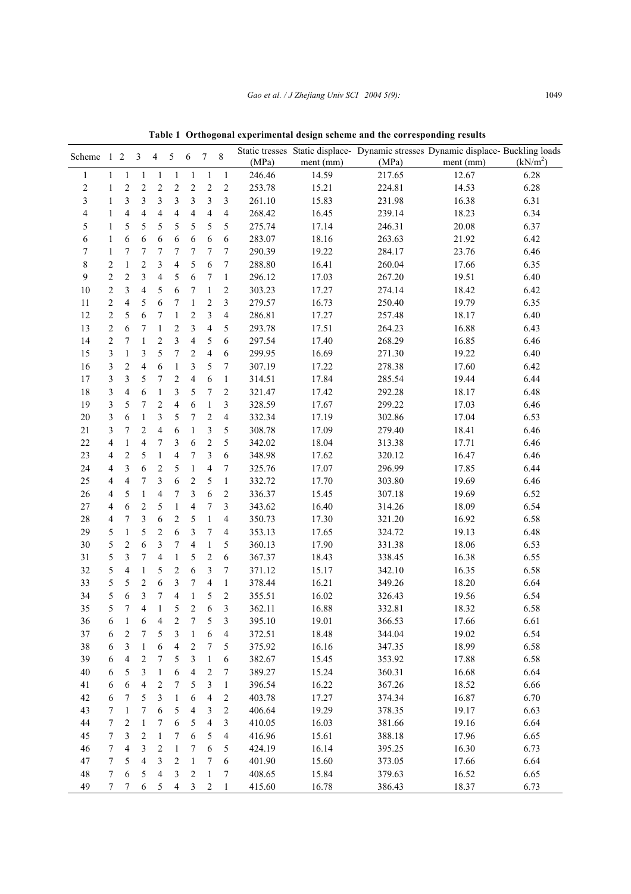**Table 1 Orthogonal experimental design scheme and the corresponding results**

| Scheme | 1 | 2 | 3 | 4 | 5 | 6 | 7 | 8 | Static tresses (MPa) | Static displacement (mm) | Dynamic stresses (MPa) | Dynamic displacement (mm) | Buckling loads (kN/m$^2$) |
|---|---|---|---|---|---|---|---|---|---|---|---|---|---|
| 1 | 1 | 1 | 1 | 1 | 1 | 1 | 1 | 1 | 246.46 | 14.59 | 217.65 | 12.67 | 6.28 |
| 2 | 1 | 2 | 2 | 2 | 2 | 2 | 2 | 2 | 253.78 | 15.21 | 224.81 | 14.53 | 6.28 |
| 3 | 1 | 3 | 3 | 3 | 3 | 3 | 3 | 3 | 261.10 | 15.83 | 231.98 | 16.38 | 6.31 |
| 4 | 1 | 4 | 4 | 4 | 4 | 4 | 4 | 4 | 268.42 | 16.45 | 239.14 | 18.23 | 6.34 |
| 5 | 1 | 5 | 5 | 5 | 5 | 5 | 5 | 5 | 275.74 | 17.14 | 246.31 | 20.08 | 6.37 |
| 6 | 1 | 6 | 6 | 6 | 6 | 6 | 6 | 6 | 283.07 | 18.16 | 263.63 | 21.92 | 6.42 |
| 7 | 1 | 7 | 7 | 7 | 7 | 7 | 7 | 7 | 290.39 | 19.22 | 284.17 | 23.76 | 6.46 |
| 8 | 2 | 1 | 2 | 3 | 4 | 5 | 6 | 7 | 288.80 | 16.41 | 260.04 | 17.66 | 6.35 |
| 9 | 2 | 2 | 3 | 4 | 5 | 6 | 7 | 1 | 296.12 | 17.03 | 267.20 | 19.51 | 6.40 |
| 10 | 2 | 3 | 4 | 5 | 6 | 7 | 1 | 2 | 303.23 | 17.27 | 274.14 | 18.42 | 6.42 |
| 11 | 2 | 4 | 5 | 6 | 7 | 1 | 2 | 3 | 279.57 | 16.73 | 250.40 | 19.79 | 6.35 |
| 12 | 2 | 5 | 6 | 7 | 1 | 2 | 3 | 4 | 286.81 | 17.27 | 257.48 | 18.17 | 6.40 |
| 13 | 2 | 6 | 7 | 1 | 2 | 3 | 4 | 5 | 293.78 | 17.51 | 264.23 | 16.88 | 6.43 |
| 14 | 2 | 7 | 1 | 2 | 3 | 4 | 5 | 6 | 297.54 | 17.40 | 268.29 | 16.85 | 6.46 |
| 15 | 3 | 1 | 3 | 5 | 7 | 2 | 4 | 6 | 299.95 | 16.69 | 271.30 | 19.22 | 6.40 |
| 16 | 3 | 2 | 4 | 6 | 1 | 3 | 5 | 7 | 307.19 | 17.22 | 278.38 | 17.60 | 6.42 |
| 17 | 3 | 3 | 5 | 7 | 2 | 4 | 6 | 1 | 314.51 | 17.84 | 285.54 | 19.44 | 6.44 |
| 18 | 3 | 4 | 6 | 1 | 3 | 5 | 7 | 2 | 321.47 | 17.42 | 292.28 | 18.17 | 6.48 |
| 19 | 3 | 5 | 7 | 2 | 4 | 6 | 1 | 3 | 328.59 | 17.67 | 299.22 | 17.03 | 6.46 |
| 20 | 3 | 6 | 1 | 3 | 5 | 7 | 2 | 4 | 332.34 | 17.19 | 302.86 | 17.04 | 6.53 |
| 21 | 3 | 7 | 2 | 4 | 6 | 1 | 3 | 5 | 308.78 | 17.09 | 279.40 | 18.41 | 6.46 |
| 22 | 4 | 1 | 4 | 7 | 3 | 6 | 2 | 5 | 342.02 | 18.04 | 313.38 | 17.71 | 6.46 |
| 23 | 4 | 2 | 5 | 1 | 4 | 7 | 3 | 6 | 348.98 | 17.62 | 320.12 | 16.47 | 6.46 |
| 24 | 4 | 3 | 6 | 2 | 5 | 1 | 4 | 7 | 325.76 | 17.07 | 296.99 | 17.85 | 6.44 |
| 25 | 4 | 4 | 7 | 3 | 6 | 2 | 5 | 1 | 332.72 | 17.70 | 303.80 | 19.69 | 6.46 |
| 26 | 4 | 5 | 1 | 4 | 7 | 3 | 6 | 2 | 336.37 | 15.45 | 307.18 | 19.69 | 6.52 |
| 27 | 4 | 6 | 2 | 5 | 1 | 4 | 7 | 3 | 343.62 | 16.40 | 314.26 | 18.09 | 6.54 |
| 28 | 4 | 7 | 3 | 6 | 2 | 5 | 1 | 4 | 350.73 | 17.30 | 321.20 | 16.92 | 6.58 |
| 29 | 5 | 1 | 5 | 2 | 6 | 3 | 7 | 4 | 353.13 | 17.65 | 324.72 | 19.13 | 6.48 |
| 30 | 5 | 2 | 6 | 3 | 7 | 4 | 1 | 5 | 360.13 | 17.90 | 331.38 | 18.06 | 6.53 |
| 31 | 5 | 3 | 7 | 4 | 1 | 5 | 2 | 6 | 367.37 | 18.43 | 338.45 | 16.38 | 6.55 |
| 32 | 5 | 4 | 1 | 5 | 2 | 6 | 3 | 7 | 371.12 | 15.17 | 342.10 | 16.35 | 6.58 |
| 33 | 5 | 5 | 2 | 6 | 3 | 7 | 4 | 1 | 378.44 | 16.21 | 349.26 | 18.20 | 6.64 |
| 34 | 5 | 6 | 3 | 7 | 4 | 1 | 5 | 2 | 355.51 | 16.02 | 326.43 | 19.56 | 6.54 |
| 35 | 5 | 7 | 4 | 1 | 5 | 2 | 6 | 3 | 362.11 | 16.88 | 332.81 | 18.32 | 6.58 |
| 36 | 6 | 1 | 6 | 4 | 2 | 7 | 5 | 3 | 395.10 | 19.01 | 366.53 | 17.66 | 6.61 |
| 37 | 6 | 2 | 7 | 5 | 3 | 1 | 6 | 4 | 372.51 | 18.48 | 344.04 | 19.02 | 6.54 |
| 38 | 6 | 3 | 1 | 6 | 4 | 2 | 7 | 5 | 375.92 | 16.16 | 347.35 | 18.99 | 6.58 |
| 39 | 6 | 4 | 2 | 7 | 5 | 3 | 1 | 6 | 382.67 | 15.45 | 353.92 | 17.88 | 6.58 |
| 40 | 6 | 5 | 3 | 1 | 6 | 4 | 2 | 7 | 389.27 | 15.24 | 360.31 | 16.68 | 6.64 |
| 41 | 6 | 6 | 4 | 2 | 7 | 5 | 3 | 1 | 396.54 | 16.22 | 367.26 | 18.52 | 6.66 |
| 42 | 6 | 7 | 5 | 3 | 1 | 6 | 4 | 2 | 403.78 | 17.27 | 374.34 | 16.87 | 6.70 |
| 43 | 7 | 1 | 7 | 6 | 5 | 4 | 3 | 2 | 406.64 | 19.29 | 378.35 | 19.17 | 6.63 |
| 44 | 7 | 2 | 1 | 7 | 6 | 5 | 4 | 3 | 410.05 | 16.03 | 381.66 | 19.16 | 6.64 |
| 45 | 7 | 3 | 2 | 1 | 7 | 6 | 5 | 4 | 416.96 | 15.61 | 388.18 | 17.96 | 6.65 |
| 46 | 7 | 4 | 3 | 2 | 1 | 7 | 6 | 5 | 424.19 | 16.14 | 395.25 | 16.30 | 6.73 |
| 47 | 7 | 5 | 4 | 3 | 2 | 1 | 7 | 6 | 401.90 | 15.60 | 373.05 | 17.66 | 6.64 |
| 48 | 7 | 6 | 5 | 4 | 3 | 2 | 1 | 7 | 408.65 | 15.84 | 379.63 | 16.52 | 6.65 |
| 49 | 7 | 7 | 6 | 5 | 4 | 3 | 2 | 1 | 415.60 | 16.78 | 386.43 | 18.37 | 6.73 |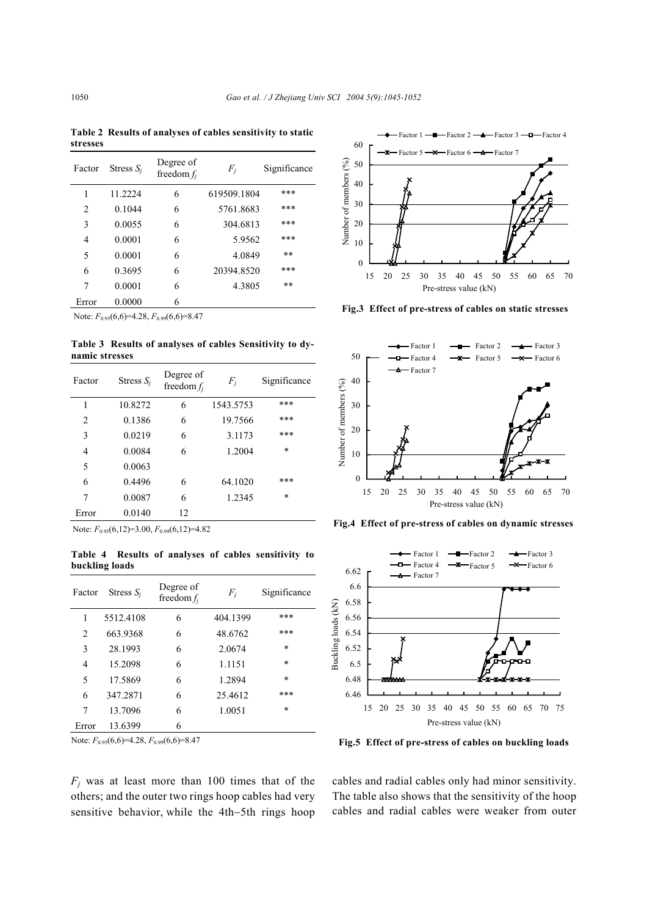**Table 2 Results of analyses of cables sensitivity to static stresses**

| Factor | Stress $S_j$ | Degree of freedom $f_j$ | $F_j$ | Significance |
|---|---|---|---|---|
| 1 | 11.2224 | 6 | 619509.1804 | *** |
| 2 | 0.1044 | 6 | 5761.8683 | *** |
| 3 | 0.0055 | 6 | 304.6813 | *** |
| 4 | 0.0001 | 6 | 5.9562 | *** |
| 5 | 0.0001 | 6 | 4.0849 | ** |
| 6 | 0.3695 | 6 | 20394.8520 | *** |
| 7 | 0.0001 | 6 | 4.3805 | ** |
| Error | 0.0000 | 6 | | |

Note: $F_{0.95}(6,6)=4.28$, $F_{0.99}(6,6)=8.47$

**Table 3 Results of analyses of cables Sensitivity to dynamic stresses**

| Factor | Stress $S_j$ | Degree of freedom $f_j$ | $F_j$ | Significance |
|---|---|---|---|---|
| 1 | 10.8272 | 6 | 1543.5753 | *** |
| 2 | 0.1386 | 6 | 19.7566 | *** |
| 3 | 0.0219 | 6 | 3.1173 | *** |
| 4 | 0.0084 | 6 | 1.2004 | * |
| 5 | 0.0063 | | | |
| 6 | 0.4496 | 6 | 64.1020 | *** |
| 7 | 0.0087 | 6 | 1.2345 | * |
| Error | 0.0140 | 12 | | |

Note: $F_{0.95}(6,12)=3.00$, $F_{0.99}(6,12)=4.82$

**Table 4 Results of analyses of cables sensitivity to buckling loads**

| Factor | Stress $S_j$ | Degree of freedom $f_j$ | $F_j$ | Significance |
|---|---|---|---|---|
| 1 | 5512.4108 | 6 | 404.1399 | *** |
| 2 | 663.9368 | 6 | 48.6762 | *** |
| 3 | 28.1993 | 6 | 2.0674 | * |
| 4 | 15.2098 | 6 | 1.1151 | * |
| 5 | 17.5869 | 6 | 1.2894 | * |
| 6 | 347.2871 | 6 | 25.4612 | *** |
| 7 | 13.7096 | 6 | 1.0051 | * |
| Error | 13.6399 | 6 | | |

Note: $F_{0.95}(6,6)=4.28$, $F_{0.99}(6,6)=8.47$

**Fig.3 Effect of pre-stress of cables on static stresses**

**Fig.4 Effect of pre-stress of cables on dynamic stresses**

**Fig.5 Effect of pre-stress of cables on buckling loads**

$F_j$ was at least more than 100 times that of the others; and the outer two rings hoop cables had very sensitive behavior, while the 4th–5th rings hoop cables and radial cables only had minor sensitivity. The table also shows that the sensitivity of the hoop cables and radial cables were weaker from outer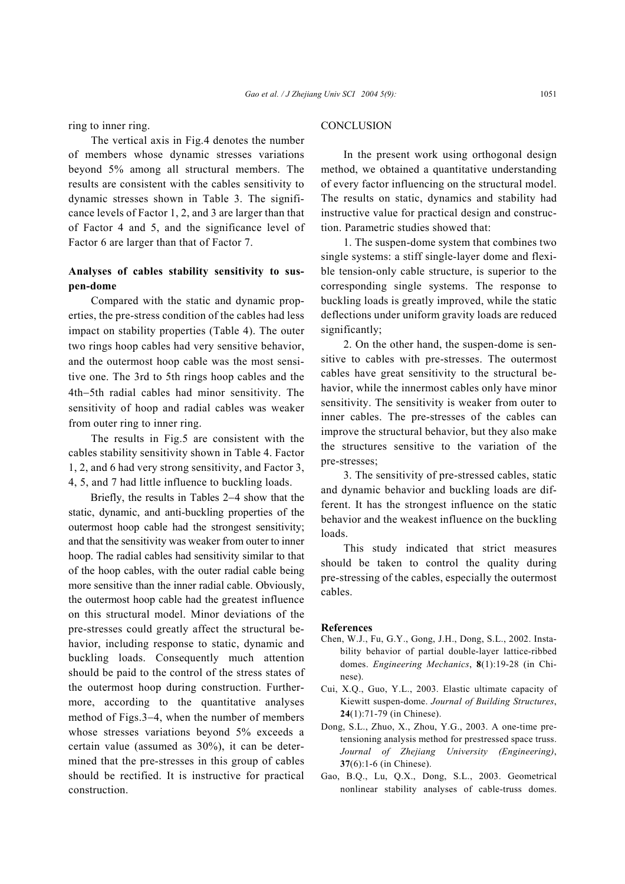ring to inner ring.

The vertical axis in Fig.4 denotes the number of members whose dynamic stresses variations beyond 5% among all structural members. The results are consistent with the cables sensitivity to dynamic stresses shown in Table 3. The significance levels of Factor 1, 2, and 3 are larger than that of Factor 4 and 5, and the significance level of Factor 6 are larger than that of Factor 7.

### Analyses of cables stability sensitivity to suspen-dome

Compared with the static and dynamic properties, the pre-stress condition of the cables had less impact on stability properties (Table 4). The outer two rings hoop cables had very sensitive behavior, and the outermost hoop cable was the most sensitive one. The 3rd to 5th rings hoop cables and the 4th−5th radial cables had minor sensitivity. The sensitivity of hoop and radial cables was weaker from outer ring to inner ring.

The results in Fig.5 are consistent with the cables stability sensitivity shown in Table 4. Factor 1, 2, and 6 had very strong sensitivity, and Factor 3, 4, 5, and 7 had little influence to buckling loads.

Briefly, the results in Tables 2−4 show that the static, dynamic, and anti-buckling properties of the outermost hoop cable had the strongest sensitivity; and that the sensitivity was weaker from outer to inner hoop. The radial cables had sensitivity similar to that of the hoop cables, with the outer radial cable being more sensitive than the inner radial cable. Obviously, the outermost hoop cable had the greatest influence on this structural model. Minor deviations of the pre-stresses could greatly affect the structural behavior, including response to static, dynamic and buckling loads. Consequently much attention should be paid to the control of the stress states of the outermost hoop during construction. Furthermore, according to the quantitative analyses method of Figs.3−4, when the number of members whose stresses variations beyond 5% exceeds a certain value (assumed as 30%), it can be determined that the pre-stresses in this group of cables should be rectified. It is instructive for practical construction.

## CONCLUSION

In the present work using orthogonal design method, we obtained a quantitative understanding of every factor influencing on the structural model. The results on static, dynamics and stability had instructive value for practical design and construction. Parametric studies showed that:

1. The suspen-dome system that combines two single systems: a stiff single-layer dome and flexible tension-only cable structure, is superior to the corresponding single systems. The response to buckling loads is greatly improved, while the static deflections under uniform gravity loads are reduced significantly;

2. On the other hand, the suspen-dome is sensitive to cables with pre-stresses. The outermost cables have great sensitivity to the structural behavior, while the innermost cables only have minor sensitivity. The sensitivity is weaker from outer to inner cables. The pre-stresses of the cables can improve the structural behavior, but they also make the structures sensitive to the variation of the pre-stresses;

3. The sensitivity of pre-stressed cables, static and dynamic behavior and buckling loads are different. It has the strongest influence on the static behavior and the weakest influence on the buckling loads.

This study indicated that strict measures should be taken to control the quality during pre-stressing of the cables, especially the outermost cables.

## References

Chen, W.J., Fu, G.Y., Gong, J.H., Dong, S.L., 2002. Instability behavior of partial double-layer lattice-ribbed domes. *Engineering Mechanics*, **8**(1):19-28 (in Chinese).

Cui, X.Q., Guo, Y.L., 2003. Elastic ultimate capacity of Kiewitt suspen-dome. *Journal of Building Structures*, **24**(1):71-79 (in Chinese).

Dong, S.L., Zhuo, X., Zhou, Y.G., 2003. A one-time pretensioning analysis method for prestressed space truss. *Journal of Zhejiang University (Engineering)*, **37**(6):1-6 (in Chinese).

Gao, B.Q., Lu, Q.X., Dong, S.L., 2003. Geometrical nonlinear stability analyses of cable-truss domes.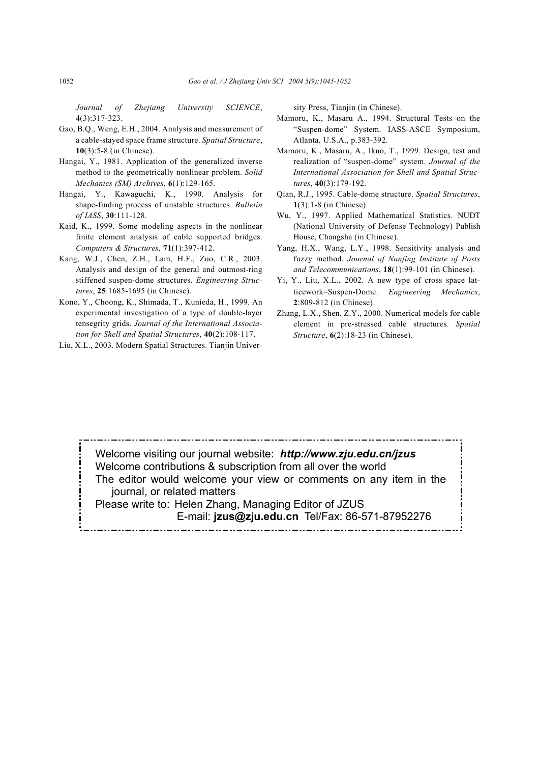*Journal of Zhejiang University SCIENCE*, **4**(3):317-323.

Gao, B.Q., Weng, E.H., 2004. Analysis and measurement of a cable-stayed space frame structure. *Spatial Structure*, **10**(3):5-8 (in Chinese).

Hangai, Y., 1981. Application of the generalized inverse method to the geometrically nonlinear problem. *Solid Mechanics (SM) Archives*, **6**(1):129-165.

Hangai, Y., Kawaguchi, K., 1990. Analysis for shape-finding process of unstable structures. *Bulletin of IASS*, **30**:111-128.

Kaid, K., 1999. Some modeling aspects in the nonlinear finite element analysis of cable supported bridges. *Computers & Structures*, **71**(1):397-412.

Kang, W.J., Chen, Z.H., Lam, H.F., Zuo, C.R., 2003. Analysis and design of the general and outmost-ring stiffened suspen-dome structures. *Engineering Structures*, **25**:1685-1695 (in Chinese).

Kono, Y., Choong, K., Shimada, T., Kunieda, H., 1999. An experimental investigation of a type of double-layer tensegrity grids. *Journal of the International Association for Shell and Spatial Structures*, **40**(2):108-117.

Liu, X.L., 2003. Modern Spatial Structures. Tianjin University Press, Tianjin (in Chinese).

Mamoru, K., Masaru A., 1994. Structural Tests on the "Suspen-dome" System. IASS-ASCE Symposium, Atlanta, U.S.A., p.383-392.

Mamoru, K., Masaru, A., Ikuo, T., 1999. Design, test and realization of "suspen-dome" system. *Journal of the International Association for Shell and Spatial Structures*, **40**(3):179-192.

Qian, R.J., 1995. Cable-dome structure. *Spatial Structures*, **1**(3):1-8 (in Chinese).

Wu, Y., 1997. Applied Mathematical Statistics. NUDT (National University of Defense Technology) Publish House, Changsha (in Chinese).

Yang, H.X., Wang, L.Y., 1998. Sensitivity analysis and fuzzy method. *Journal of Nanjing Institute of Posts and Telecommunications*, **18**(1):99-101 (in Chinese).

Yi, Y., Liu, X.L., 2002. A new type of cross space latticework−Suspen-Dome. *Engineering Mechanics*, **2**:809-812 (in Chinese).

Zhang, L.X., Shen, Z.Y., 2000. Numerical models for cable element in pre-stressed cable structures. *Spatial Structure*, **6**(2):18-23 (in Chinese).

Welcome visiting our journal website: ***http://www.zju.edu.cn/jzus***
Welcome contributions & subscription from all over the world
The editor would welcome your view or comments on any item in the journal, or related matters
Please write to: Helen Zhang, Managing Editor of JZUS
E-mail: **jzus@zju.edu.cn** Tel/Fax: 86-571-87952276